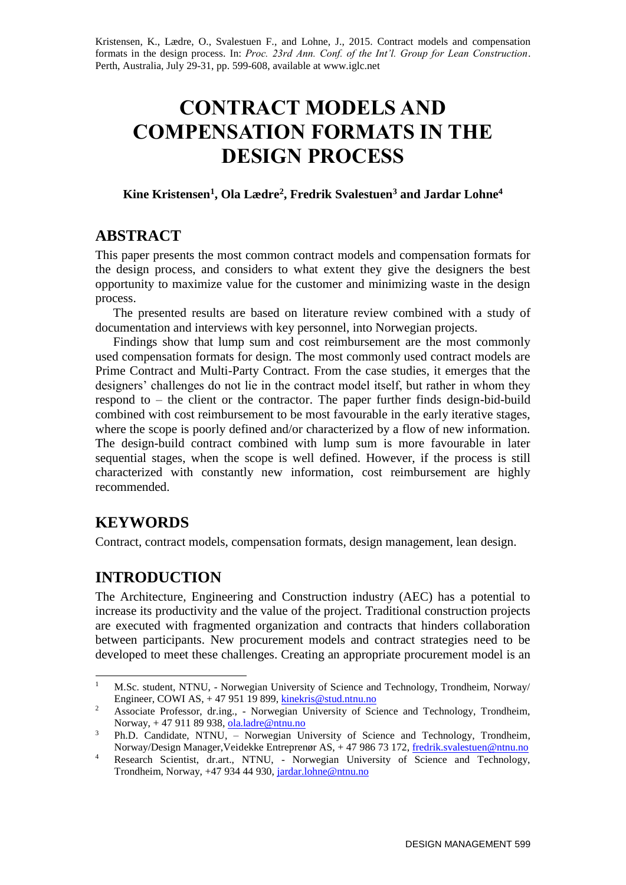Kristensen, K., Lædre, O., Svalestuen F., and Lohne, J., 2015. Contract models and compensation formats in the design process. In: *Proc. 23rd Ann. Conf. of the Int'l. Group for Lean Construction*. Perth, Australia, July 29-31, pp. 599-608, available at www.iglc.net

# CONTRACT MODELS AND COMPENSATION FORMATS IN THE DESIGN PROCESS

**Kine Kristensen[1], Ola Lædre[2], Fredrik Svalestuen[3] and Jardar Lohne[4]**

## ABSTRACT

This paper presents the most common contract models and compensation formats for the design process, and considers to what extent they give the designers the best opportunity to maximize value for the customer and minimizing waste in the design process.

The presented results are based on literature review combined with a study of documentation and interviews with key personnel, into Norwegian projects.

Findings show that lump sum and cost reimbursement are the most commonly used compensation formats for design. The most commonly used contract models are Prime Contract and Multi-Party Contract. From the case studies, it emerges that the designers' challenges do not lie in the contract model itself, but rather in whom they respond to – the client or the contractor. The paper further finds design-bid-build combined with cost reimbursement to be most favourable in the early iterative stages, where the scope is poorly defined and/or characterized by a flow of new information. The design-build contract combined with lump sum is more favourable in later sequential stages, when the scope is well defined. However, if the process is still characterized with constantly new information, cost reimbursement are highly recommended.

## KEYWORDS

Contract, contract models, compensation formats, design management, lean design.

## INTRODUCTION

The Architecture, Engineering and Construction industry (AEC) has a potential to increase its productivity and the value of the project. Traditional construction projects are executed with fragmented organization and contracts that hinders collaboration between participants. New procurement models and contract strategies need to be developed to meet these challenges. Creating an appropriate procurement model is an

---

[1] M.Sc. student, NTNU, - Norwegian University of Science and Technology, Trondheim, Norway/ Engineer, COWI AS, + 47 951 19 899, kinekris@stud.ntnu.no

[2] Associate Professor, dr.ing., - Norwegian University of Science and Technology, Trondheim, Norway, + 47 911 89 938, ola.ladre@ntnu.no

[3] Ph.D. Candidate, NTNU, – Norwegian University of Science and Technology, Trondheim, Norway/Design Manager,Veidekke Entreprenør AS, + 47 986 73 172, fredrik.svalestuen@ntnu.no

[4] Research Scientist, dr.art., NTNU, - Norwegian University of Science and Technology, Trondheim, Norway, +47 934 44 930, jardar.lohne@ntnu.no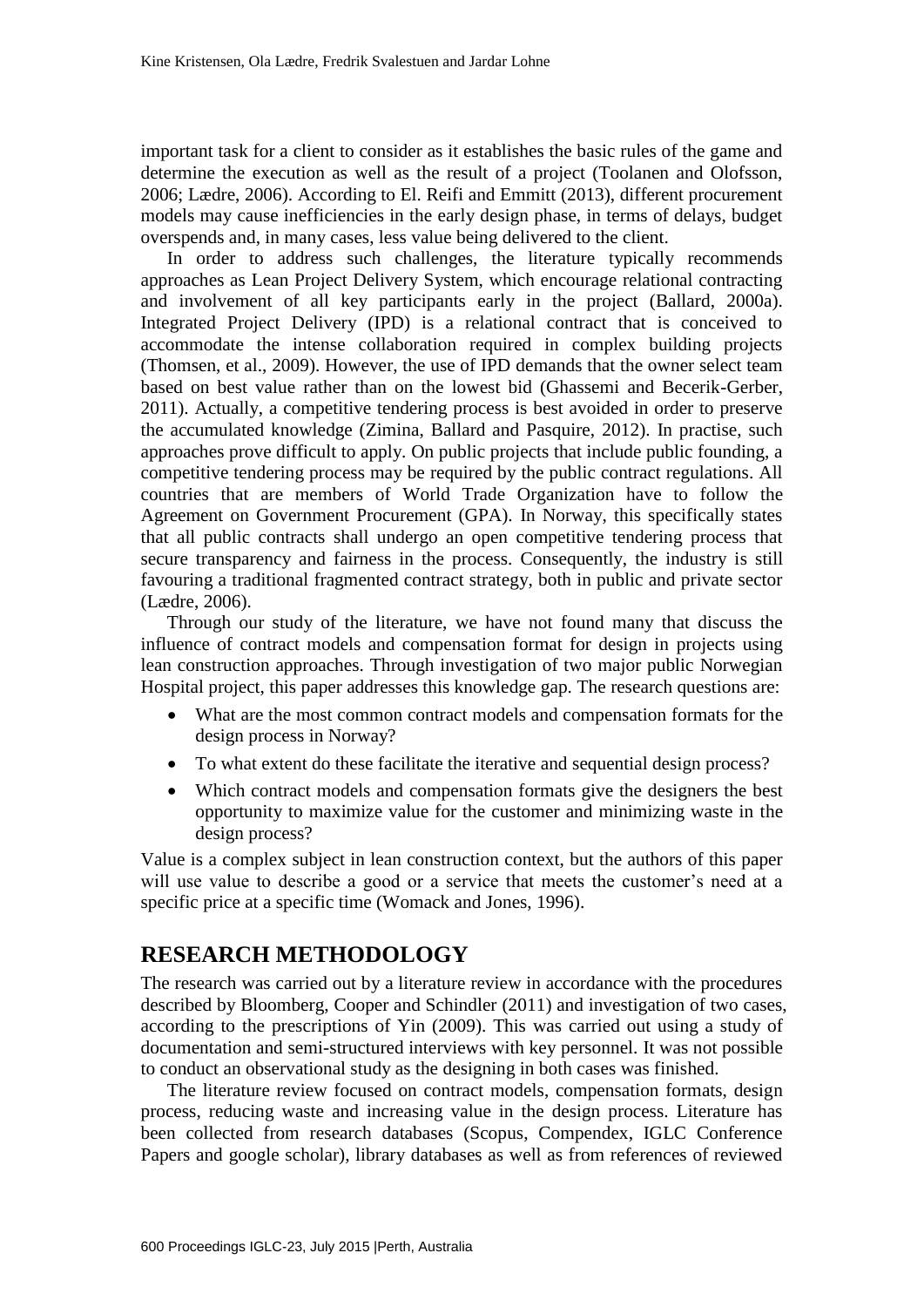important task for a client to consider as it establishes the basic rules of the game and determine the execution as well as the result of a project (Toolanen and Olofsson, 2006; Lædre, 2006). According to El. Reifi and Emmitt (2013), different procurement models may cause inefficiencies in the early design phase, in terms of delays, budget overspends and, in many cases, less value being delivered to the client.

In order to address such challenges, the literature typically recommends approaches as Lean Project Delivery System, which encourage relational contracting and involvement of all key participants early in the project (Ballard, 2000a). Integrated Project Delivery (IPD) is a relational contract that is conceived to accommodate the intense collaboration required in complex building projects (Thomsen, et al., 2009). However, the use of IPD demands that the owner select team based on best value rather than on the lowest bid (Ghassemi and Becerik-Gerber, 2011). Actually, a competitive tendering process is best avoided in order to preserve the accumulated knowledge (Zimina, Ballard and Pasquire, 2012). In practise, such approaches prove difficult to apply. On public projects that include public founding, a competitive tendering process may be required by the public contract regulations. All countries that are members of World Trade Organization have to follow the Agreement on Government Procurement (GPA). In Norway, this specifically states that all public contracts shall undergo an open competitive tendering process that secure transparency and fairness in the process. Consequently, the industry is still favouring a traditional fragmented contract strategy, both in public and private sector (Lædre, 2006).

Through our study of the literature, we have not found many that discuss the influence of contract models and compensation format for design in projects using lean construction approaches. Through investigation of two major public Norwegian Hospital project, this paper addresses this knowledge gap. The research questions are:

- What are the most common contract models and compensation formats for the design process in Norway?
- To what extent do these facilitate the iterative and sequential design process?
- Which contract models and compensation formats give the designers the best opportunity to maximize value for the customer and minimizing waste in the design process?

Value is a complex subject in lean construction context, but the authors of this paper will use value to describe a good or a service that meets the customer's need at a specific price at a specific time (Womack and Jones, 1996).

## RESEARCH METHODOLOGY

The research was carried out by a literature review in accordance with the procedures described by Bloomberg, Cooper and Schindler (2011) and investigation of two cases, according to the prescriptions of Yin (2009). This was carried out using a study of documentation and semi-structured interviews with key personnel. It was not possible to conduct an observational study as the designing in both cases was finished.

The literature review focused on contract models, compensation formats, design process, reducing waste and increasing value in the design process. Literature has been collected from research databases (Scopus, Compendex, IGLC Conference Papers and google scholar), library databases as well as from references of reviewed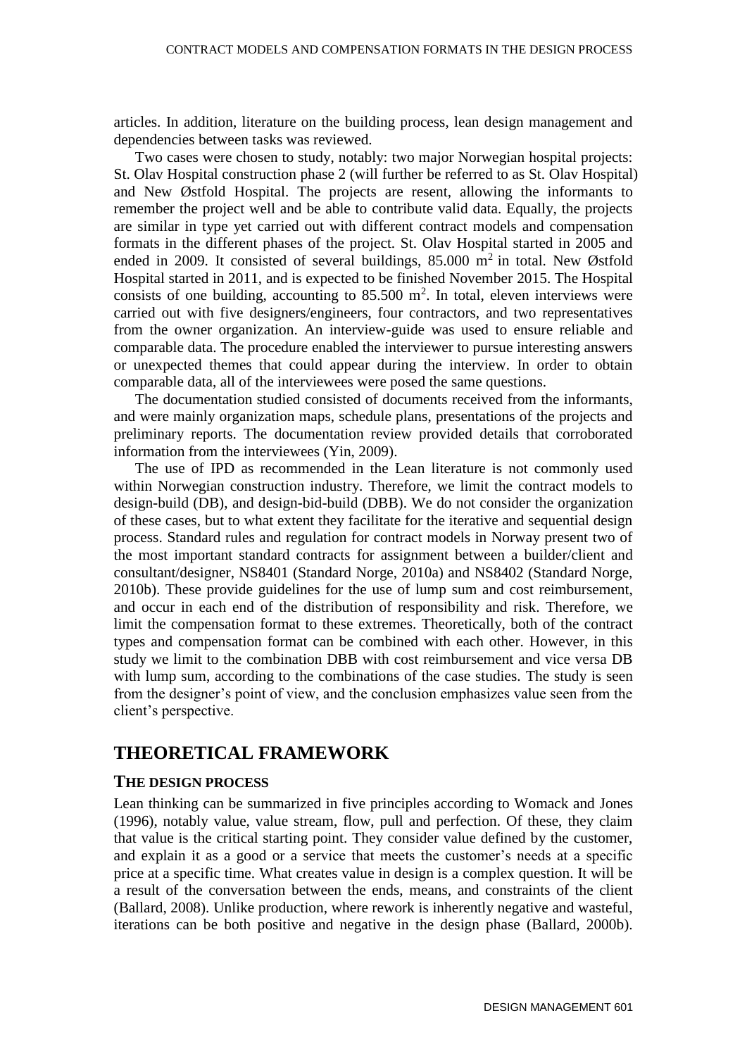articles. In addition, literature on the building process, lean design management and dependencies between tasks was reviewed.

Two cases were chosen to study, notably: two major Norwegian hospital projects: St. Olav Hospital construction phase 2 (will further be referred to as St. Olav Hospital) and New Østfold Hospital. The projects are resent, allowing the informants to remember the project well and be able to contribute valid data. Equally, the projects are similar in type yet carried out with different contract models and compensation formats in the different phases of the project. St. Olav Hospital started in 2005 and ended in 2009. It consisted of several buildings, 85.000 $m^2$ in total. New Østfold Hospital started in 2011, and is expected to be finished November 2015. The Hospital consists of one building, accounting to 85.500 $m^2$. In total, eleven interviews were carried out with five designers/engineers, four contractors, and two representatives from the owner organization. An interview-guide was used to ensure reliable and comparable data. The procedure enabled the interviewer to pursue interesting answers or unexpected themes that could appear during the interview. In order to obtain comparable data, all of the interviewees were posed the same questions.

The documentation studied consisted of documents received from the informants, and were mainly organization maps, schedule plans, presentations of the projects and preliminary reports. The documentation review provided details that corroborated information from the interviewees (Yin, 2009).

The use of IPD as recommended in the Lean literature is not commonly used within Norwegian construction industry. Therefore, we limit the contract models to design-build (DB), and design-bid-build (DBB). We do not consider the organization of these cases, but to what extent they facilitate for the iterative and sequential design process. Standard rules and regulation for contract models in Norway present two of the most important standard contracts for assignment between a builder/client and consultant/designer, NS8401 (Standard Norge, 2010a) and NS8402 (Standard Norge, 2010b). These provide guidelines for the use of lump sum and cost reimbursement, and occur in each end of the distribution of responsibility and risk. Therefore, we limit the compensation format to these extremes. Theoretically, both of the contract types and compensation format can be combined with each other. However, in this study we limit to the combination DBB with cost reimbursement and vice versa DB with lump sum, according to the combinations of the case studies. The study is seen from the designer's point of view, and the conclusion emphasizes value seen from the client's perspective.

# THEORETICAL FRAMEWORK

## THE DESIGN PROCESS

Lean thinking can be summarized in five principles according to Womack and Jones (1996), notably value, value stream, flow, pull and perfection. Of these, they claim that value is the critical starting point. They consider value defined by the customer, and explain it as a good or a service that meets the customer's needs at a specific price at a specific time. What creates value in design is a complex question. It will be a result of the conversation between the ends, means, and constraints of the client (Ballard, 2008). Unlike production, where rework is inherently negative and wasteful, iterations can be both positive and negative in the design phase (Ballard, 2000b).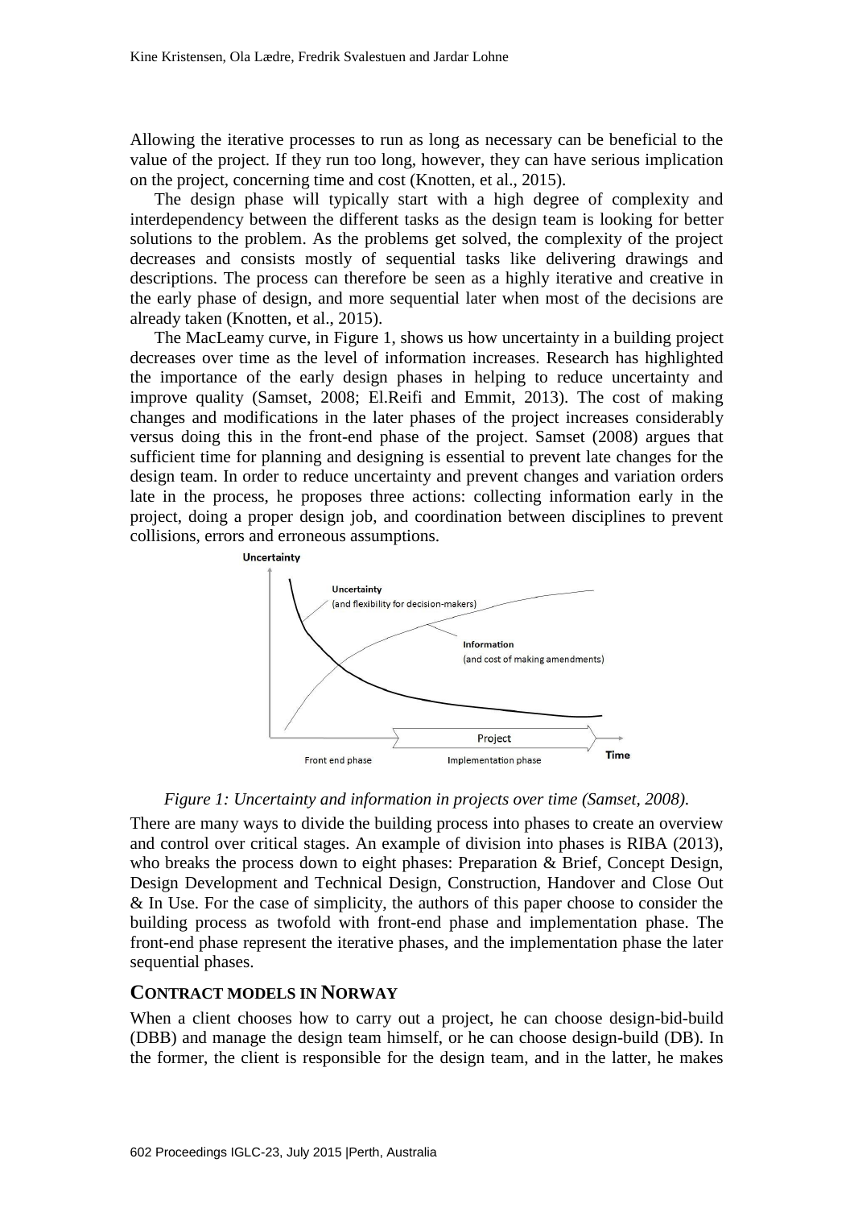Allowing the iterative processes to run as long as necessary can be beneficial to the value of the project. If they run too long, however, they can have serious implication on the project, concerning time and cost (Knotten, et al., 2015).

The design phase will typically start with a high degree of complexity and interdependency between the different tasks as the design team is looking for better solutions to the problem. As the problems get solved, the complexity of the project decreases and consists mostly of sequential tasks like delivering drawings and descriptions. The process can therefore be seen as a highly iterative and creative in the early phase of design, and more sequential later when most of the decisions are already taken (Knotten, et al., 2015).

The MacLeamy curve, in Figure 1, shows us how uncertainty in a building project decreases over time as the level of information increases. Research has highlighted the importance of the early design phases in helping to reduce uncertainty and improve quality (Samset, 2008; El.Reifi and Emmit, 2013). The cost of making changes and modifications in the later phases of the project increases considerably versus doing this in the front-end phase of the project. Samset (2008) argues that sufficient time for planning and designing is essential to prevent late changes for the design team. In order to reduce uncertainty and prevent changes and variation orders late in the process, he proposes three actions: collecting information early in the project, doing a proper design job, and coordination between disciplines to prevent collisions, errors and erroneous assumptions.

*Figure 1: Uncertainty and information in projects over time (Samset, 2008).*

There are many ways to divide the building process into phases to create an overview and control over critical stages. An example of division into phases is RIBA (2013), who breaks the process down to eight phases: Preparation & Brief, Concept Design, Design Development and Technical Design, Construction, Handover and Close Out & In Use. For the case of simplicity, the authors of this paper choose to consider the building process as twofold with front-end phase and implementation phase. The front-end phase represent the iterative phases, and the implementation phase the later sequential phases.

## CONTRACT MODELS IN NORWAY

When a client chooses how to carry out a project, he can choose design-bid-build (DBB) and manage the design team himself, or he can choose design-build (DB). In the former, the client is responsible for the design team, and in the latter, he makes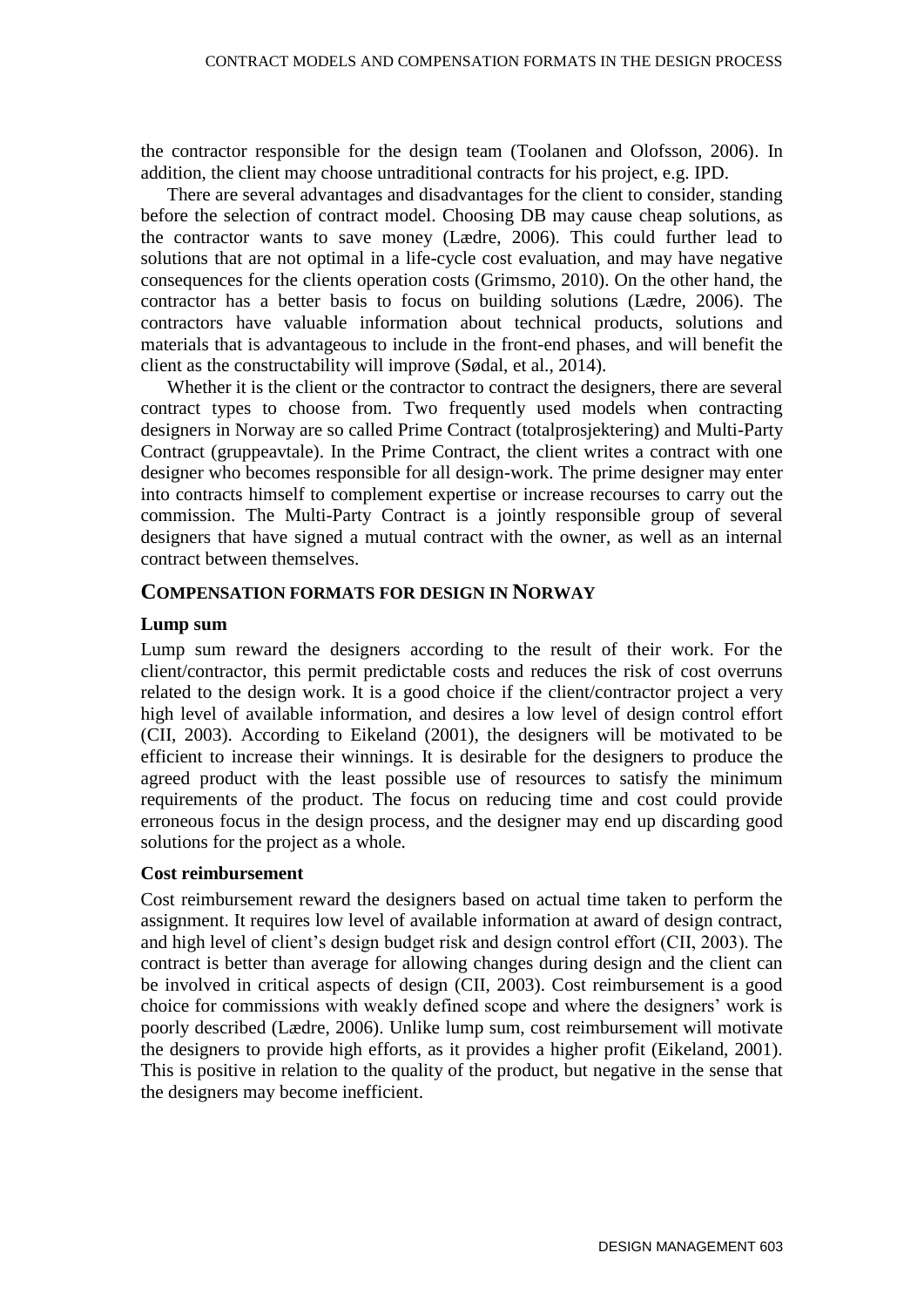the contractor responsible for the design team (Toolanen and Olofsson, 2006). In addition, the client may choose untraditional contracts for his project, e.g. IPD.

There are several advantages and disadvantages for the client to consider, standing before the selection of contract model. Choosing DB may cause cheap solutions, as the contractor wants to save money (Lædre, 2006). This could further lead to solutions that are not optimal in a life-cycle cost evaluation, and may have negative consequences for the clients operation costs (Grimsmo, 2010). On the other hand, the contractor has a better basis to focus on building solutions (Lædre, 2006). The contractors have valuable information about technical products, solutions and materials that is advantageous to include in the front-end phases, and will benefit the client as the constructability will improve (Sødal, et al., 2014).

Whether it is the client or the contractor to contract the designers, there are several contract types to choose from. Two frequently used models when contracting designers in Norway are so called Prime Contract (totalprosjektering) and Multi-Party Contract (gruppeavtale). In the Prime Contract, the client writes a contract with one designer who becomes responsible for all design-work. The prime designer may enter into contracts himself to complement expertise or increase recourses to carry out the commission. The Multi-Party Contract is a jointly responsible group of several designers that have signed a mutual contract with the owner, as well as an internal contract between themselves.

## COMPENSATION FORMATS FOR DESIGN IN NORWAY

### Lump sum

Lump sum reward the designers according to the result of their work. For the client/contractor, this permit predictable costs and reduces the risk of cost overruns related to the design work. It is a good choice if the client/contractor project a very high level of available information, and desires a low level of design control effort (CII, 2003). According to Eikeland (2001), the designers will be motivated to be efficient to increase their winnings. It is desirable for the designers to produce the agreed product with the least possible use of resources to satisfy the minimum requirements of the product. The focus on reducing time and cost could provide erroneous focus in the design process, and the designer may end up discarding good solutions for the project as a whole.

### Cost reimbursement

Cost reimbursement reward the designers based on actual time taken to perform the assignment. It requires low level of available information at award of design contract, and high level of client's design budget risk and design control effort (CII, 2003). The contract is better than average for allowing changes during design and the client can be involved in critical aspects of design (CII, 2003). Cost reimbursement is a good choice for commissions with weakly defined scope and where the designers' work is poorly described (Lædre, 2006). Unlike lump sum, cost reimbursement will motivate the designers to provide high efforts, as it provides a higher profit (Eikeland, 2001). This is positive in relation to the quality of the product, but negative in the sense that the designers may become inefficient.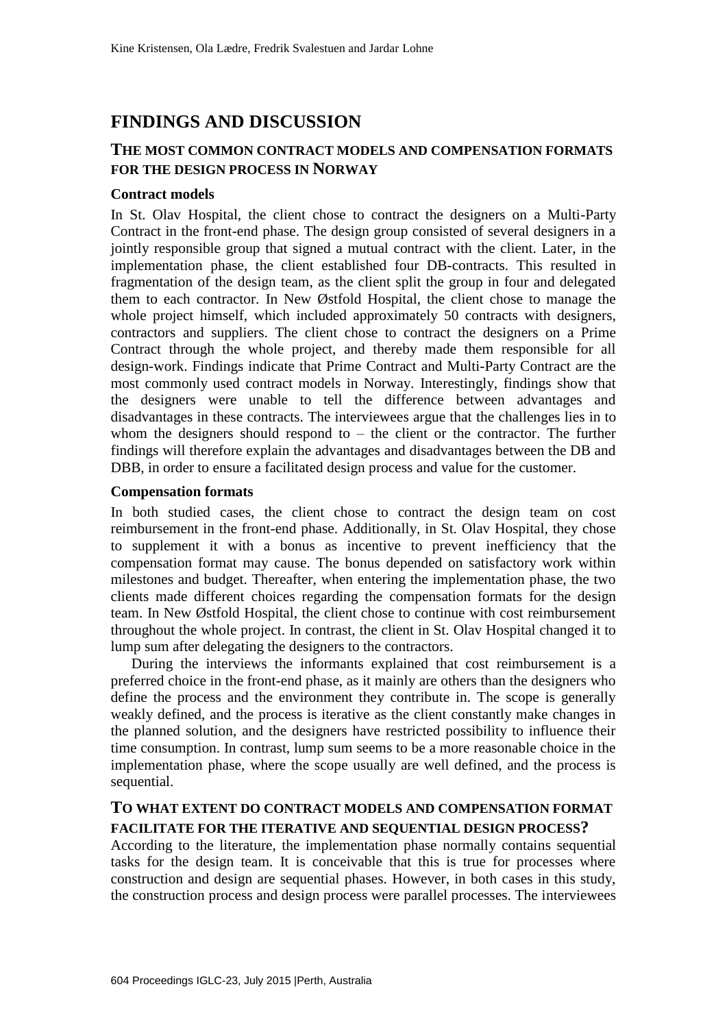## FINDINGS AND DISCUSSION

### THE MOST COMMON CONTRACT MODELS AND COMPENSATION FORMATS FOR THE DESIGN PROCESS IN NORWAY

#### Contract models

In St. Olav Hospital, the client chose to contract the designers on a Multi-Party Contract in the front-end phase. The design group consisted of several designers in a jointly responsible group that signed a mutual contract with the client. Later, in the implementation phase, the client established four DB-contracts. This resulted in fragmentation of the design team, as the client split the group in four and delegated them to each contractor. In New Østfold Hospital, the client chose to manage the whole project himself, which included approximately 50 contracts with designers, contractors and suppliers. The client chose to contract the designers on a Prime Contract through the whole project, and thereby made them responsible for all design-work. Findings indicate that Prime Contract and Multi-Party Contract are the most commonly used contract models in Norway. Interestingly, findings show that the designers were unable to tell the difference between advantages and disadvantages in these contracts. The interviewees argue that the challenges lies in to whom the designers should respond to – the client or the contractor. The further findings will therefore explain the advantages and disadvantages between the DB and DBB, in order to ensure a facilitated design process and value for the customer.

#### Compensation formats

In both studied cases, the client chose to contract the design team on cost reimbursement in the front-end phase. Additionally, in St. Olav Hospital, they chose to supplement it with a bonus as incentive to prevent inefficiency that the compensation format may cause. The bonus depended on satisfactory work within milestones and budget. Thereafter, when entering the implementation phase, the two clients made different choices regarding the compensation formats for the design team. In New Østfold Hospital, the client chose to continue with cost reimbursement throughout the whole project. In contrast, the client in St. Olav Hospital changed it to lump sum after delegating the designers to the contractors.

During the interviews the informants explained that cost reimbursement is a preferred choice in the front-end phase, as it mainly are others than the designers who define the process and the environment they contribute in. The scope is generally weakly defined, and the process is iterative as the client constantly make changes in the planned solution, and the designers have restricted possibility to influence their time consumption. In contrast, lump sum seems to be a more reasonable choice in the implementation phase, where the scope usually are well defined, and the process is sequential.

### TO WHAT EXTENT DO CONTRACT MODELS AND COMPENSATION FORMAT FACILITATE FOR THE ITERATIVE AND SEQUENTIAL DESIGN PROCESS?

According to the literature, the implementation phase normally contains sequential tasks for the design team. It is conceivable that this is true for processes where construction and design are sequential phases. However, in both cases in this study, the construction process and design process were parallel processes. The interviewees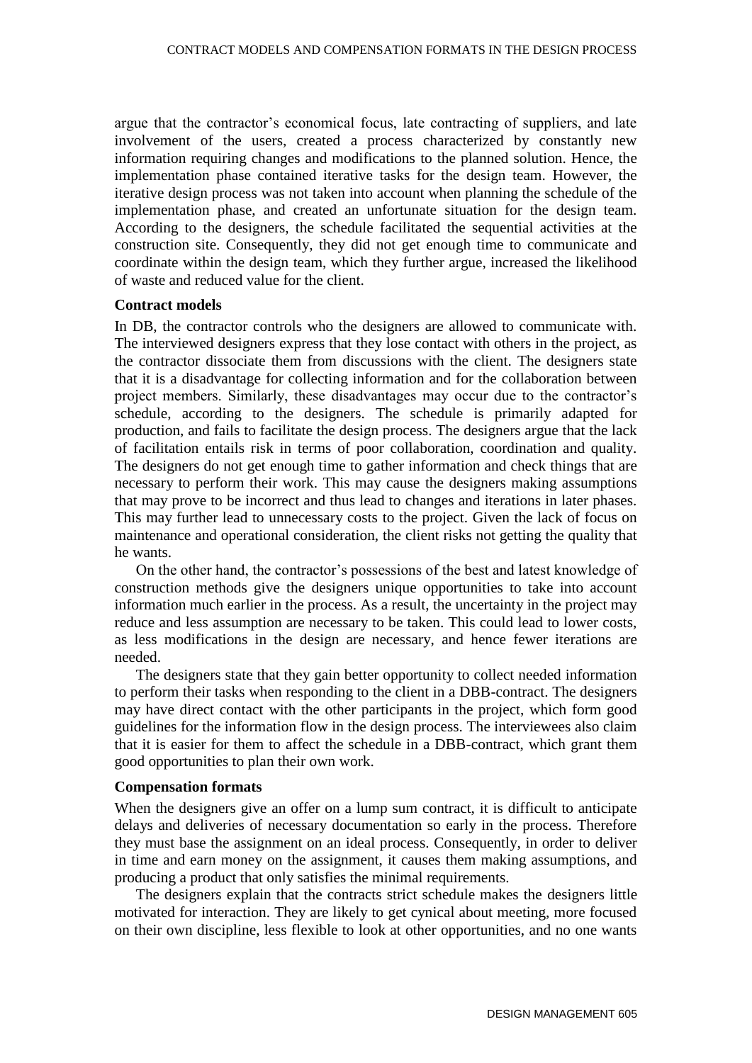argue that the contractor's economical focus, late contracting of suppliers, and late involvement of the users, created a process characterized by constantly new information requiring changes and modifications to the planned solution. Hence, the implementation phase contained iterative tasks for the design team. However, the iterative design process was not taken into account when planning the schedule of the implementation phase, and created an unfortunate situation for the design team. According to the designers, the schedule facilitated the sequential activities at the construction site. Consequently, they did not get enough time to communicate and coordinate within the design team, which they further argue, increased the likelihood of waste and reduced value for the client.

### Contract models

In DB, the contractor controls who the designers are allowed to communicate with. The interviewed designers express that they lose contact with others in the project, as the contractor dissociate them from discussions with the client. The designers state that it is a disadvantage for collecting information and for the collaboration between project members. Similarly, these disadvantages may occur due to the contractor's schedule, according to the designers. The schedule is primarily adapted for production, and fails to facilitate the design process. The designers argue that the lack of facilitation entails risk in terms of poor collaboration, coordination and quality. The designers do not get enough time to gather information and check things that are necessary to perform their work. This may cause the designers making assumptions that may prove to be incorrect and thus lead to changes and iterations in later phases. This may further lead to unnecessary costs to the project. Given the lack of focus on maintenance and operational consideration, the client risks not getting the quality that he wants.

On the other hand, the contractor's possessions of the best and latest knowledge of construction methods give the designers unique opportunities to take into account information much earlier in the process. As a result, the uncertainty in the project may reduce and less assumption are necessary to be taken. This could lead to lower costs, as less modifications in the design are necessary, and hence fewer iterations are needed.

The designers state that they gain better opportunity to collect needed information to perform their tasks when responding to the client in a DBB-contract. The designers may have direct contact with the other participants in the project, which form good guidelines for the information flow in the design process. The interviewees also claim that it is easier for them to affect the schedule in a DBB-contract, which grant them good opportunities to plan their own work.

### Compensation formats

When the designers give an offer on a lump sum contract, it is difficult to anticipate delays and deliveries of necessary documentation so early in the process. Therefore they must base the assignment on an ideal process. Consequently, in order to deliver in time and earn money on the assignment, it causes them making assumptions, and producing a product that only satisfies the minimal requirements.

The designers explain that the contracts strict schedule makes the designers little motivated for interaction. They are likely to get cynical about meeting, more focused on their own discipline, less flexible to look at other opportunities, and no one wants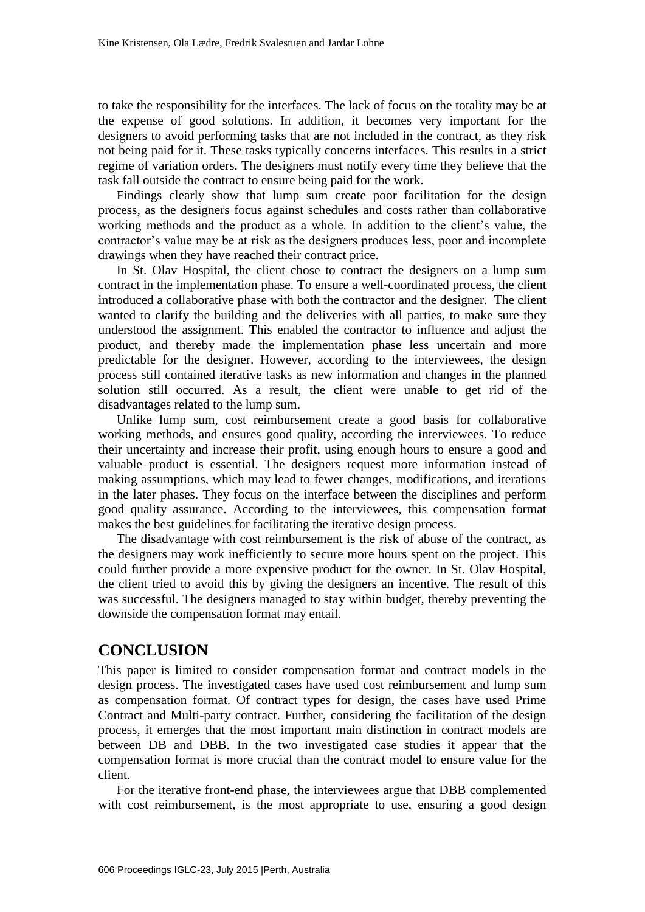to take the responsibility for the interfaces. The lack of focus on the totality may be at the expense of good solutions. In addition, it becomes very important for the designers to avoid performing tasks that are not included in the contract, as they risk not being paid for it. These tasks typically concerns interfaces. This results in a strict regime of variation orders. The designers must notify every time they believe that the task fall outside the contract to ensure being paid for the work.

Findings clearly show that lump sum create poor facilitation for the design process, as the designers focus against schedules and costs rather than collaborative working methods and the product as a whole. In addition to the client's value, the contractor's value may be at risk as the designers produces less, poor and incomplete drawings when they have reached their contract price.

In St. Olav Hospital, the client chose to contract the designers on a lump sum contract in the implementation phase. To ensure a well-coordinated process, the client introduced a collaborative phase with both the contractor and the designer. The client wanted to clarify the building and the deliveries with all parties, to make sure they understood the assignment. This enabled the contractor to influence and adjust the product, and thereby made the implementation phase less uncertain and more predictable for the designer. However, according to the interviewees, the design process still contained iterative tasks as new information and changes in the planned solution still occurred. As a result, the client were unable to get rid of the disadvantages related to the lump sum.

Unlike lump sum, cost reimbursement create a good basis for collaborative working methods, and ensures good quality, according the interviewees. To reduce their uncertainty and increase their profit, using enough hours to ensure a good and valuable product is essential. The designers request more information instead of making assumptions, which may lead to fewer changes, modifications, and iterations in the later phases. They focus on the interface between the disciplines and perform good quality assurance. According to the interviewees, this compensation format makes the best guidelines for facilitating the iterative design process.

The disadvantage with cost reimbursement is the risk of abuse of the contract, as the designers may work inefficiently to secure more hours spent on the project. This could further provide a more expensive product for the owner. In St. Olav Hospital, the client tried to avoid this by giving the designers an incentive. The result of this was successful. The designers managed to stay within budget, thereby preventing the downside the compensation format may entail.

## CONCLUSION

This paper is limited to consider compensation format and contract models in the design process. The investigated cases have used cost reimbursement and lump sum as compensation format. Of contract types for design, the cases have used Prime Contract and Multi-party contract. Further, considering the facilitation of the design process, it emerges that the most important main distinction in contract models are between DB and DBB. In the two investigated case studies it appear that the compensation format is more crucial than the contract model to ensure value for the client.

For the iterative front-end phase, the interviewees argue that DBB complemented with cost reimbursement, is the most appropriate to use, ensuring a good design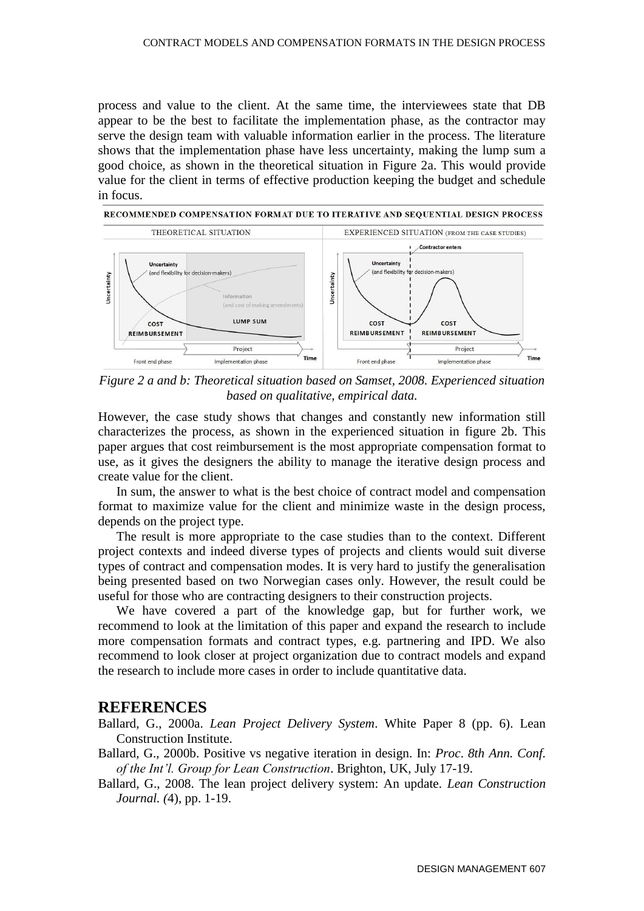process and value to the client. At the same time, the interviewees state that DB appear to be the best to facilitate the implementation phase, as the contractor may serve the design team with valuable information earlier in the process. The literature shows that the implementation phase have less uncertainty, making the lump sum a good choice, as shown in the theoretical situation in Figure 2a. This would provide value for the client in terms of effective production keeping the budget and schedule in focus.

*Figure 2 a and b: Theoretical situation based on Samset, 2008. Experienced situation based on qualitative, empirical data.*

However, the case study shows that changes and constantly new information still characterizes the process, as shown in the experienced situation in figure 2b. This paper argues that cost reimbursement is the most appropriate compensation format to use, as it gives the designers the ability to manage the iterative design process and create value for the client.

In sum, the answer to what is the best choice of contract model and compensation format to maximize value for the client and minimize waste in the design process, depends on the project type.

The result is more appropriate to the case studies than to the context. Different project contexts and indeed diverse types of projects and clients would suit diverse types of contract and compensation modes. It is very hard to justify the generalisation being presented based on two Norwegian cases only. However, the result could be useful for those who are contracting designers to their construction projects.

We have covered a part of the knowledge gap, but for further work, we recommend to look at the limitation of this paper and expand the research to include more compensation formats and contract types, e.g. partnering and IPD. We also recommend to look closer at project organization due to contract models and expand the research to include more cases in order to include quantitative data.

## REFERENCES

Ballard, G., 2000a. *Lean Project Delivery System*. White Paper 8 (pp. 6). Lean Construction Institute.

Ballard, G., 2000b. Positive vs negative iteration in design. In: *Proc. 8th Ann. Conf. of the Int'l. Group for Lean Construction*. Brighton, UK, July 17-19.

Ballard, G., 2008. The lean project delivery system: An update. *Lean Construction Journal. (*4), pp. 1-19.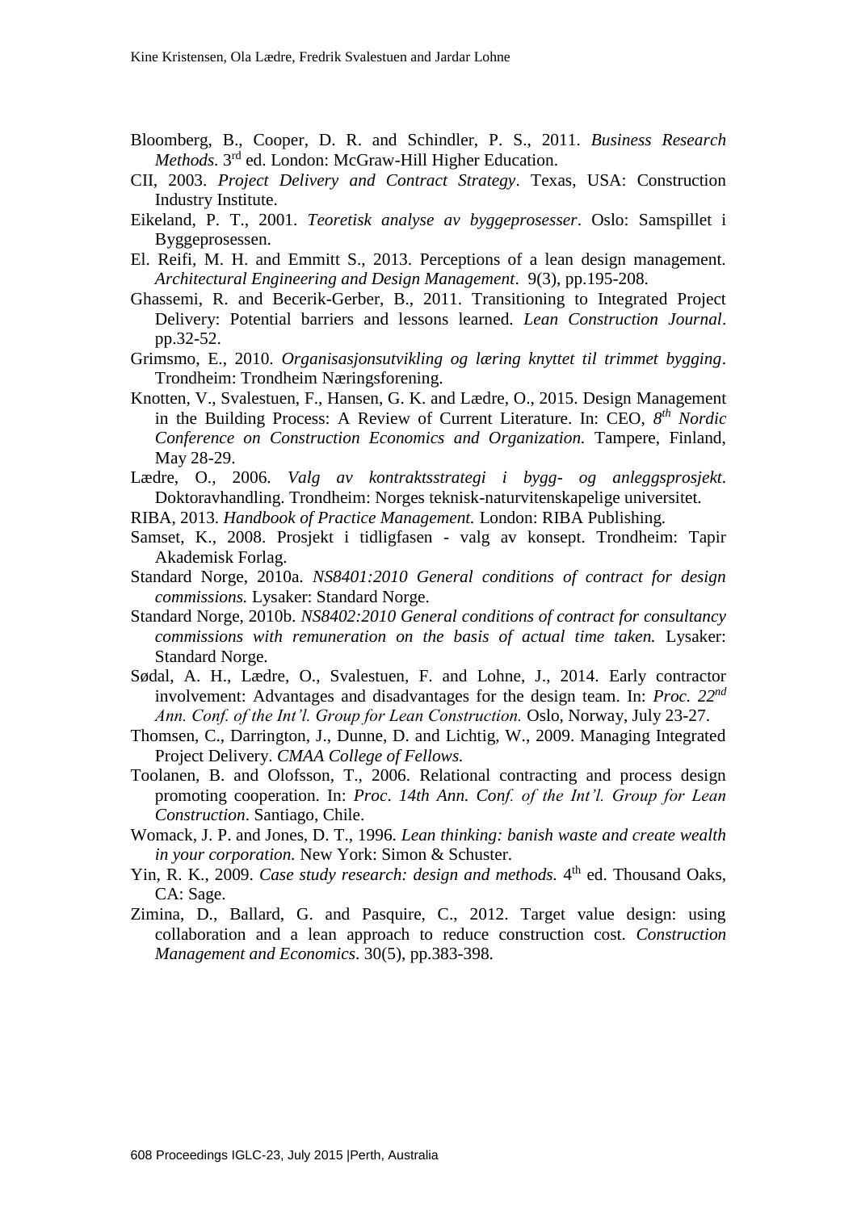Bloomberg, B., Cooper, D. R. and Schindler, P. S., 2011. *Business Research Methods*. 3rd ed. London: McGraw-Hill Higher Education.

CII, 2003. *Project Delivery and Contract Strategy*. Texas, USA: Construction Industry Institute.

Eikeland, P. T., 2001. *Teoretisk analyse av byggeprosesser*. Oslo: Samspillet i Byggeprosessen.

El. Reifi, M. H. and Emmitt S., 2013. Perceptions of a lean design management. *Architectural Engineering and Design Management*. 9(3), pp.195-208.

Ghassemi, R. and Becerik-Gerber, B., 2011. Transitioning to Integrated Project Delivery: Potential barriers and lessons learned. *Lean Construction Journal*. pp.32-52.

Grimsmo, E., 2010. *Organisasjonsutvikling og læring knyttet til trimmet bygging*. Trondheim: Trondheim Næringsforening.

Knotten, V., Svalestuen, F., Hansen, G. K. and Lædre, O., 2015. Design Management in the Building Process: A Review of Current Literature. In: CEO, *8th Nordic Conference on Construction Economics and Organization.* Tampere, Finland, May 28-29.

Lædre, O., 2006. *Valg av kontraktsstrategi i bygg- og anleggsprosjekt*. Doktoravhandling. Trondheim: Norges teknisk-naturvitenskapelige universitet.

RIBA, 2013. *Handbook of Practice Management.* London: RIBA Publishing.

Samset, K., 2008. Prosjekt i tidligfasen - valg av konsept. Trondheim: Tapir Akademisk Forlag.

Standard Norge, 2010a. *NS8401:2010 General conditions of contract for design commissions.* Lysaker: Standard Norge.

Standard Norge, 2010b. *NS8402:2010 General conditions of contract for consultancy commissions with remuneration on the basis of actual time taken.* Lysaker: Standard Norge.

Sødal, A. H., Lædre, O., Svalestuen, F. and Lohne, J., 2014. Early contractor involvement: Advantages and disadvantages for the design team. In: *Proc. 22nd Ann. Conf. of the Int'l. Group for Lean Construction.* Oslo, Norway, July 23-27.

Thomsen, C., Darrington, J., Dunne, D. and Lichtig, W., 2009. Managing Integrated Project Delivery. *CMAA College of Fellows.*

Toolanen, B. and Olofsson, T., 2006. Relational contracting and process design promoting cooperation. In: *Proc. 14th Ann. Conf. of the Int'l. Group for Lean Construction*. Santiago, Chile.

Womack, J. P. and Jones, D. T., 1996. *Lean thinking: banish waste and create wealth in your corporation.* New York: Simon & Schuster.

Yin, R. K., 2009. *Case study research: design and methods.* 4th ed. Thousand Oaks, CA: Sage.

Zimina, D., Ballard, G. and Pasquire, C., 2012. Target value design: using collaboration and a lean approach to reduce construction cost. *Construction Management and Economics*. 30(5), pp.383-398.